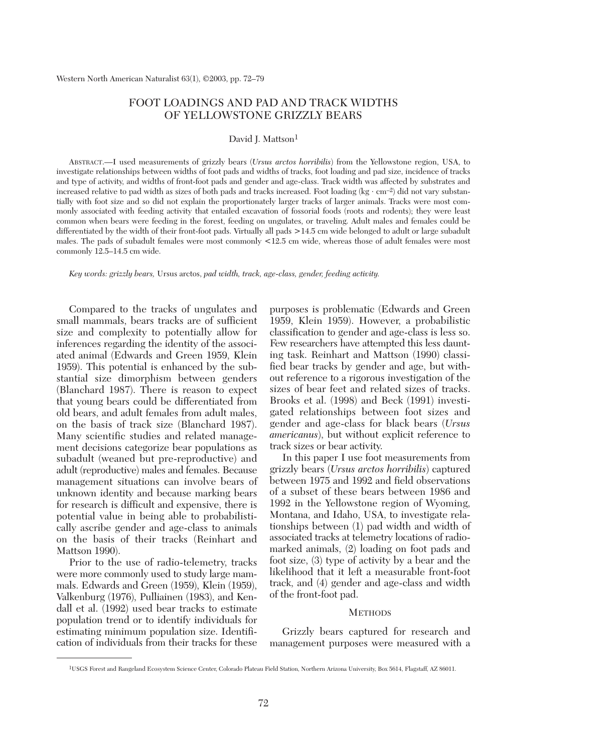# FOOT LOADINGS AND PAD AND TRACK WIDTHS OF YELLOWSTONE GRIZZLY BEARS

David J. Mattson[1]

ABSTRACT.—I used measurements of grizzly bears (*Ursus arctos horribilis*) from the Yellowstone region, USA, to investigate relationships between widths of foot pads and widths of tracks, foot loading and pad size, incidence of tracks and type of activity, and widths of front-foot pads and gender and age-class. Track width was affected by substrates and increased relative to pad width as sizes of both pads and tracks increased. Foot loading (kg · $cm^{-2}$) did not vary substantially with foot size and so did not explain the proportionately larger tracks of larger animals. Tracks were most commonly associated with feeding activity that entailed excavation of fossorial foods (roots and rodents); they were least common when bears were feeding in the forest, feeding on ungulates, or traveling. Adult males and females could be differentiated by the width of their front-foot pads. Virtually all pads >14.5 cm wide belonged to adult or large subadult males. The pads of subadult females were most commonly <12.5 cm wide, whereas those of adult females were most commonly 12.5–14.5 cm wide.

*Key words: grizzly bears,* Ursus arctos, *pad width, track, age-class, gender, feeding activity.*

Compared to the tracks of ungulates and small mammals, bears tracks are of sufficient size and complexity to potentially allow for inferences regarding the identity of the associated animal (Edwards and Green 1959, Klein 1959). This potential is enhanced by the substantial size dimorphism between genders (Blanchard 1987). There is reason to expect that young bears could be differentiated from old bears, and adult females from adult males, on the basis of track size (Blanchard 1987). Many scientific studies and related management decisions categorize bear populations as subadult (weaned but pre-reproductive) and adult (reproductive) males and females. Because management situations can involve bears of unknown identity and because marking bears for research is difficult and expensive, there is potential value in being able to probabilistically ascribe gender and age-class to animals on the basis of their tracks (Reinhart and Mattson 1990).

Prior to the use of radio-telemetry, tracks were more commonly used to study large mammals. Edwards and Green (1959), Klein (1959), Valkenburg (1976), Pulliainen (1983), and Kendall et al. (1992) used bear tracks to estimate population trend or to identify individuals for estimating minimum population size. Identification of individuals from their tracks for these purposes is problematic (Edwards and Green 1959, Klein 1959). However, a probabilistic classification to gender and age-class is less so. Few researchers have attempted this less daunting task. Reinhart and Mattson (1990) classified bear tracks by gender and age, but without reference to a rigorous investigation of the sizes of bear feet and related sizes of tracks. Brooks et al. (1998) and Beck (1991) investigated relationships between foot sizes and gender and age-class for black bears (*Ursus americanus*), but without explicit reference to track sizes or bear activity.

In this paper I use foot measurements from grizzly bears (*Ursus arctos horribilis*) captured between 1975 and 1992 and field observations of a subset of these bears between 1986 and 1992 in the Yellowstone region of Wyoming, Montana, and Idaho, USA, to investigate relationships between (1) pad width and width of associated tracks at telemetry locations of radio-marked animals, (2) loading on foot pads and foot size, (3) type of activity by a bear and the likelihood that it left a measurable front-foot track, and (4) gender and age-class and width of the front-foot pad.

## METHODS

Grizzly bears captured for research and management purposes were measured with a

[1]USGS Forest and Rangeland Ecosystem Science Center, Colorado Plateau Field Station, Northern Arizona University, Box 5614, Flagstaff, AZ 86011.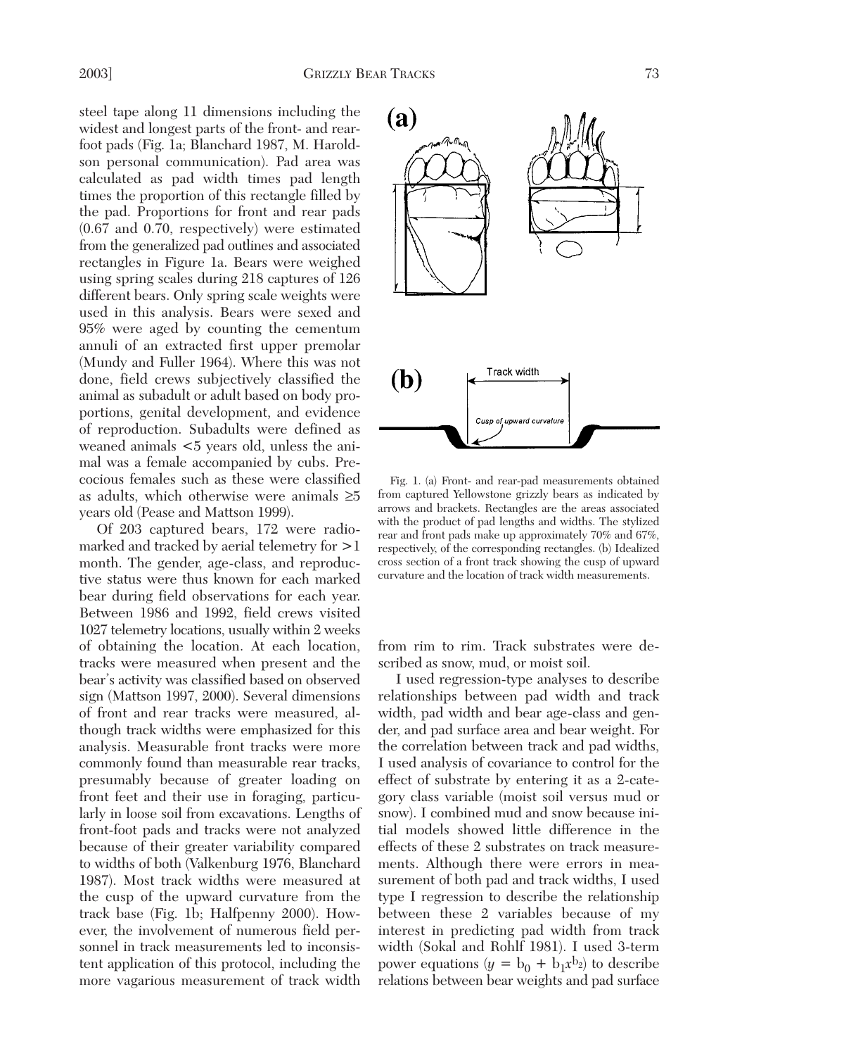steel tape along 11 dimensions including the widest and longest parts of the front- and rear-foot pads (Fig. 1a; Blanchard 1987, M. Haroldson personal communication). Pad area was calculated as pad width times pad length times the proportion of this rectangle filled by the pad. Proportions for front and rear pads (0.67 and 0.70, respectively) were estimated from the generalized pad outlines and associated rectangles in Figure 1a. Bears were weighed using spring scales during 218 captures of 126 different bears. Only spring scale weights were used in this analysis. Bears were sexed and 95% were aged by counting the cementum annuli of an extracted first upper premolar (Mundy and Fuller 1964). Where this was not done, field crews subjectively classified the animal as subadult or adult based on body proportions, genital development, and evidence of reproduction. Subadults were defined as weaned animals <5 years old, unless the animal was a female accompanied by cubs. Precocious females such as these were classified as adults, which otherwise were animals ≥5 years old (Pease and Mattson 1999).

Of 203 captured bears, 172 were radio-marked and tracked by aerial telemetry for >1 month. The gender, age-class, and reproductive status were thus known for each marked bear during field observations for each year. Between 1986 and 1992, field crews visited 1027 telemetry locations, usually within 2 weeks of obtaining the location. At each location, tracks were measured when present and the bear's activity was classified based on observed sign (Mattson 1997, 2000). Several dimensions of front and rear tracks were measured, although track widths were emphasized for this analysis. Measurable front tracks were more commonly found than measurable rear tracks, presumably because of greater loading on front feet and their use in foraging, particularly in loose soil from excavations. Lengths of front-foot pads and tracks were not analyzed because of their greater variability compared to widths of both (Valkenburg 1976, Blanchard 1987). Most track widths were measured at the cusp of the upward curvature from the track base (Fig. 1b; Halfpenny 2000). However, the involvement of numerous field personnel in track measurements led to inconsistent application of this protocol, including the more vagarious measurement of track width from rim to rim. Track substrates were described as snow, mud, or moist soil.

Fig. 1. (a) Front- and rear-pad measurements obtained from captured Yellowstone grizzly bears as indicated by arrows and brackets. Rectangles are the areas associated with the product of pad lengths and widths. The stylized rear and front pads make up approximately 70% and 67%, respectively, of the corresponding rectangles. (b) Idealized cross section of a front track showing the cusp of upward curvature and the location of track width measurements.

I used regression-type analyses to describe relationships between pad width and track width, pad width and bear age-class and gender, and pad surface area and bear weight. For the correlation between track and pad widths, I used analysis of covariance to control for the effect of substrate by entering it as a 2-category class variable (moist soil versus mud or snow). I combined mud and snow because initial models showed little difference in the effects of these 2 substrates on track measurements. Although there were errors in measurement of both pad and track widths, I used type I regression to describe the relationship between these 2 variables because of my interest in predicting pad width from track width (Sokal and Rohlf 1981). I used 3-term power equations ($y = b_0 + b_1x^{b_2}$) to describe relations between bear weights and pad surface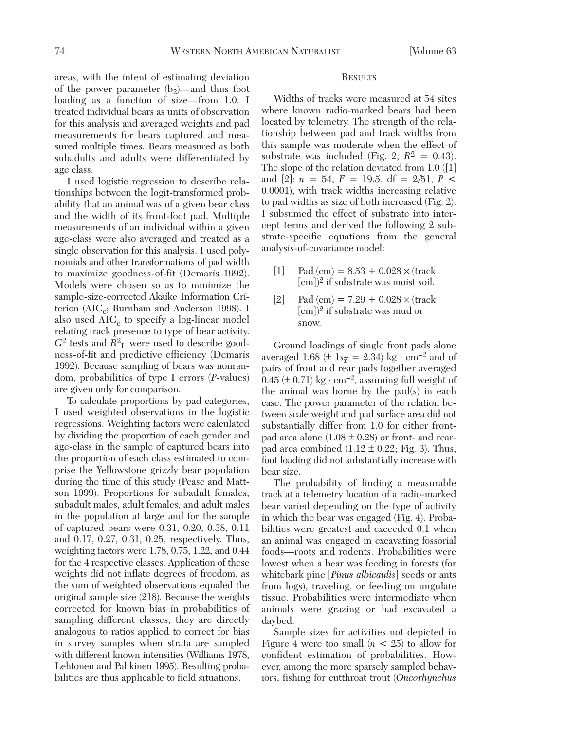areas, with the intent of estimating deviation of the power parameter ($b_2$)—and thus foot loading as a function of size—from 1.0. I treated individual bears as units of observation for this analysis and averaged weights and pad measurements for bears captured and measured multiple times. Bears measured as both subadults and adults were differentiated by age class.

I used logistic regression to describe relationships between the logit-transformed probability that an animal was of a given bear class and the width of its front-foot pad. Multiple measurements of an individual within a given age-class were also averaged and treated as a single observation for this analysis. I used polynomials and other transformations of pad width to maximize goodness-of-fit (Demaris 1992). Models were chosen so as to minimize the sample-size-corrected Akaike Information Criterion ($AIC_c$; Burnham and Anderson 1998). I also used $AIC_c$ to specify a log-linear model relating track presence to type of bear activity. $G^2$ tests and $R^2_L$ were used to describe goodness-of-fit and predictive efficiency (Demaris 1992). Because sampling of bears was nonrandom, probabilities of type I errors (*P*-values) are given only for comparison.

To calculate proportions by pad categories, I used weighted observations in the logistic regressions. Weighting factors were calculated by dividing the proportion of each gender and age-class in the sample of captured bears into the proportion of each class estimated to comprise the Yellowstone grizzly bear population during the time of this study (Pease and Mattson 1999). Proportions for subadult females, subadult males, adult females, and adult males in the population at large and for the sample of captured bears were 0.31, 0.20, 0.38, 0.11 and 0.17, 0.27, 0.31, 0.25, respectively. Thus, weighting factors were 1.78, 0.75, 1.22, and 0.44 for the 4 respective classes. Application of these weights did not inflate degrees of freedom, as the sum of weighted observations equaled the original sample size (218). Because the weights corrected for known bias in probabilities of sampling different classes, they are directly analogous to ratios applied to correct for bias in survey samples when strata are sampled with different known intensities (Williams 1978, Lehtonen and Pahkinen 1995). Resulting probabilities are thus applicable to field situations.

## Results

Widths of tracks were measured at 54 sites where known radio-marked bears had been located by telemetry. The strength of the relationship between pad and track widths from this sample was moderate when the effect of substrate was included (Fig. 2; $R^2 = 0.43$). The slope of the relation deviated from 1.0 ([1] and [2]; $n = 54$, $F = 19.5$, df = 2/51, $P < 0.0001$), with track widths increasing relative to pad widths as size of both increased (Fig. 2). I subsumed the effect of substrate into intercept terms and derived the following 2 substrate-specific equations from the general analysis-of-covariance model:

[1] Pad (cm) = 8.53 + 0.028 × (track [cm])$^2$ if substrate was moist soil.

[2] Pad (cm) = 7.29 + 0.028 × (track [cm])$^2$ if substrate was mud or snow.

Ground loadings of single front pads alone averaged 1.68 ($\pm 1s_{\bar{x}} = 2.34$) kg · cm$^{-2}$ and of pairs of front and rear pads together averaged 0.45 (± 0.71) kg · cm$^{-2}$, assuming full weight of the animal was borne by the pad(s) in each case. The power parameter of the relation between scale weight and pad surface area did not substantially differ from 1.0 for either front-pad area alone (1.08 ± 0.28) or front- and rear-pad area combined (1.12 ± 0.22; Fig. 3). Thus, foot loading did not substantially increase with bear size.

The probability of finding a measurable track at a telemetry location of a radio-marked bear varied depending on the type of activity in which the bear was engaged (Fig. 4). Probabilities were greatest and exceeded 0.1 when an animal was engaged in excavating fossorial foods—roots and rodents. Probabilities were lowest when a bear was feeding in forests (for whitebark pine [*Pinus albicaulis*] seeds or ants from logs), traveling, or feeding on ungulate tissue. Probabilities were intermediate when animals were grazing or had excavated a daybed.

Sample sizes for activities not depicted in Figure 4 were too small ($n < 25$) to allow for confident estimation of probabilities. However, among the more sparsely sampled behaviors, fishing for cutthroat trout (*Oncorhynchus*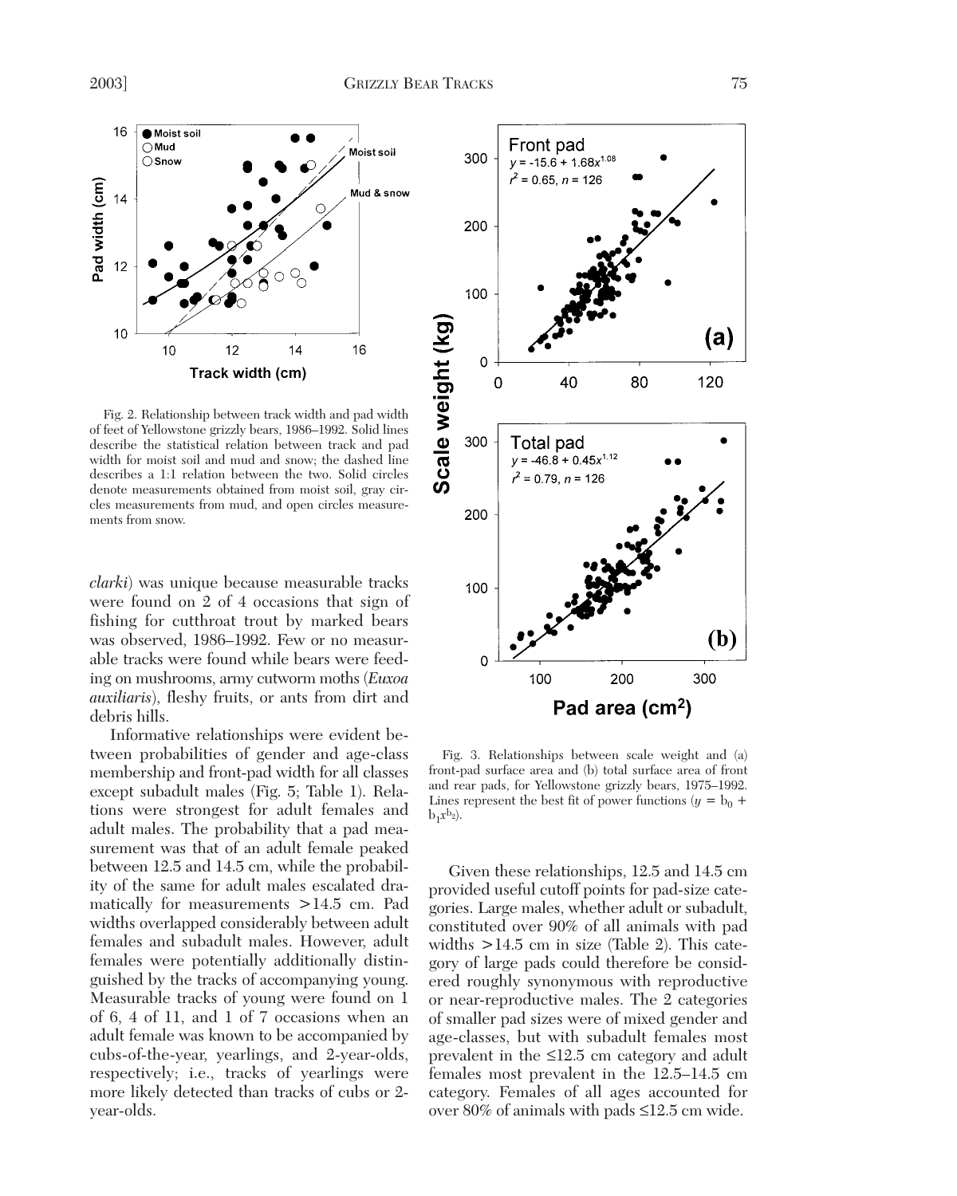Fig. 2. Relationship between track width and pad width of feet of Yellowstone grizzly bears, 1986–1992. Solid lines describe the statistical relation between track and pad width for moist soil and mud and snow; the dashed line describes a 1:1 relation between the two. Solid circles denote measurements obtained from moist soil, gray circles measurements from mud, and open circles measurements from snow.

*clarki*) was unique because measurable tracks were found on 2 of 4 occasions that sign of fishing for cutthroat trout by marked bears was observed, 1986–1992. Few or no measurable tracks were found while bears were feeding on mushrooms, army cutworm moths (*Euxoa auxiliaris*), fleshy fruits, or ants from dirt and debris hills.

Informative relationships were evident between probabilities of gender and age-class membership and front-pad width for all classes except subadult males (Fig. 5; Table 1). Relations were strongest for adult females and adult males. The probability that a pad measurement was that of an adult female peaked between 12.5 and 14.5 cm, while the probability of the same for adult males escalated dramatically for measurements >14.5 cm. Pad widths overlapped considerably between adult females and subadult males. However, adult females were potentially additionally distinguished by the tracks of accompanying young. Measurable tracks of young were found on 1 of 6, 4 of 11, and 1 of 7 occasions when an adult female was known to be accompanied by cubs-of-the-year, yearlings, and 2-year-olds, respectively; i.e., tracks of yearlings were more likely detected than tracks of cubs or 2-year-olds.

Fig. 3. Relationships between scale weight and (a) front-pad surface area and (b) total surface area of front and rear pads, for Yellowstone grizzly bears, 1975–1992. Lines represent the best fit of power functions ($y = b_0 + b_1 x^{b_2}$).

Given these relationships, 12.5 and 14.5 cm provided useful cutoff points for pad-size categories. Large males, whether adult or subadult, constituted over 90% of all animals with pad widths >14.5 cm in size (Table 2). This category of large pads could therefore be considered roughly synonymous with reproductive or near-reproductive males. The 2 categories of smaller pad sizes were of mixed gender and age-classes, but with subadult females most prevalent in the ≤12.5 cm category and adult females most prevalent in the 12.5–14.5 cm category. Females of all ages accounted for over 80% of animals with pads ≤12.5 cm wide.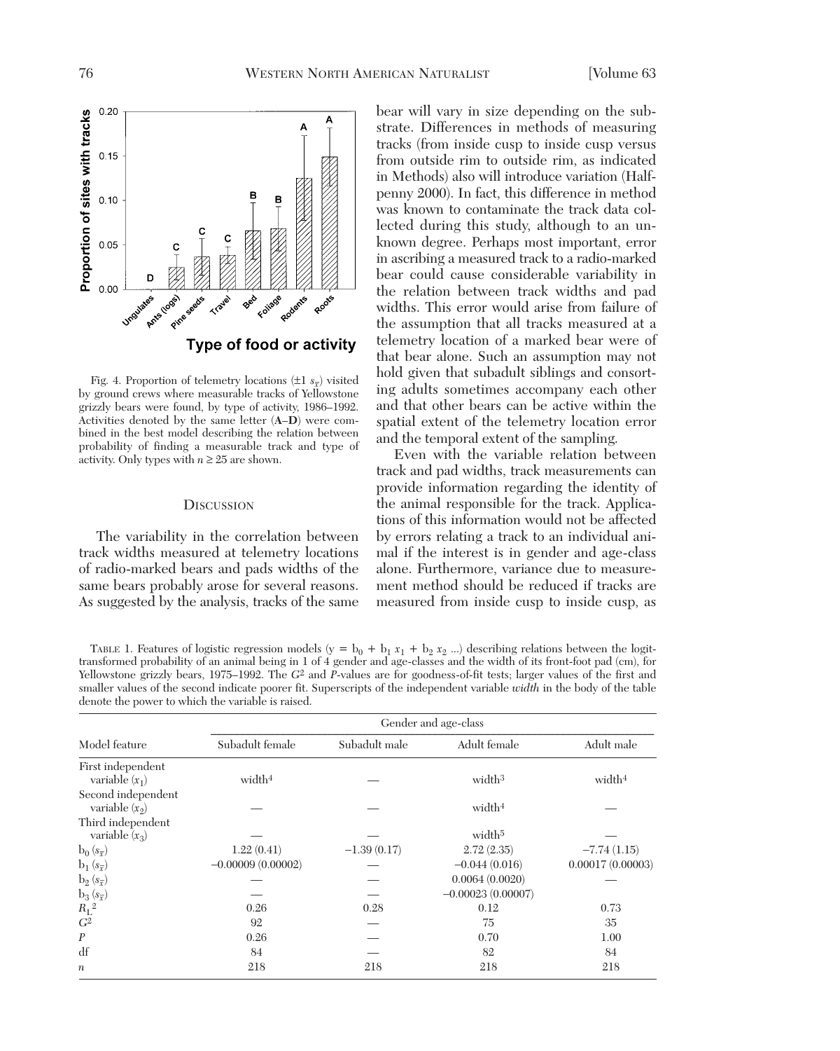Fig. 4. Proportion of telemetry locations ($\pm 1\ s_{\bar{x}}$) visited by ground crews where measurable tracks of Yellowstone grizzly bears were found, by type of activity, 1986–1992. Activities denoted by the same letter (**A–D**) were combined in the best model describing the relation between probability of finding a measurable track and type of activity. Only types with $n \geq 25$ are shown.

## Discussion

The variability in the correlation between track widths measured at telemetry locations of radio-marked bears and pads widths of the same bears probably arose for several reasons. As suggested by the analysis, tracks of the same bear will vary in size depending on the substrate. Differences in methods of measuring tracks (from inside cusp to inside cusp versus from outside rim to outside rim, as indicated in Methods) also will introduce variation (Halfpenny 2000). In fact, this difference in method was known to contaminate the track data collected during this study, although to an unknown degree. Perhaps most important, error in ascribing a measured track to a radio-marked bear could cause considerable variability in the relation between track widths and pad widths. This error would arise from failure of the assumption that all tracks measured at a telemetry location of a marked bear were of that bear alone. Such an assumption may not hold given that subadult siblings and consorting adults sometimes accompany each other and that other bears can be active within the spatial extent of the telemetry location error and the temporal extent of the sampling.

Even with the variable relation between track and pad widths, track measurements can provide information regarding the identity of the animal responsible for the track. Applications of this information would not be affected by errors relating a track to an individual animal if the interest is in gender and age-class alone. Furthermore, variance due to measurement method should be reduced if tracks are measured from inside cusp to inside cusp, as

TABLE 1. Features of logistic regression models ($y = b_0 + b_1 x_1 + b_2 x_2 ...$) describing relations between the logit-transformed probability of an animal being in 1 of 4 gender and age-classes and the width of its front-foot pad (cm), for Yellowstone grizzly bears, 1975–1992. The $G^2$ and $P$-values are for goodness-of-fit tests; larger values of the first and smaller values of the second indicate poorer fit. Superscripts of the independent variable *width* in the body of the table denote the power to which the variable is raised.

| Model feature | Gender and age-class | | | |
|---|---|---|---|---|
| | Subadult female | Subadult male | Adult female | Adult male |
| First independent variable ($x_1$) | $width^4$ | — | $width^3$ | $width^4$ |
| Second independent variable ($x_2$) | — | — | $width^4$ | — |
| Third independent variable ($x_3$) | — | — | $width^5$ | — |
| $b_0$ ($s_{\bar{x}}$) | 1.22 (0.41) | −1.39 (0.17) | 2.72 (2.35) | −7.74 (1.15) |
| $b_1$ ($s_{\bar{x}}$) | −0.00009 (0.00002) | — | −0.044 (0.016) | 0.00017 (0.00003) |
| $b_2$ ($s_{\bar{x}}$) | — | — | 0.0064 (0.0020) | — |
| $b_3$ ($s_{\bar{x}}$) | — | — | −0.00023 (0.00007) | |
| $R_L^2$ | 0.26 | 0.28 | 0.12 | 0.73 |
| $G^2$ | 92 | — | 75 | 35 |
| $P$ | 0.26 | — | 0.70 | 1.00 |
| df | 84 | — | 82 | 84 |
| $n$ | 218 | 218 | 218 | 218 |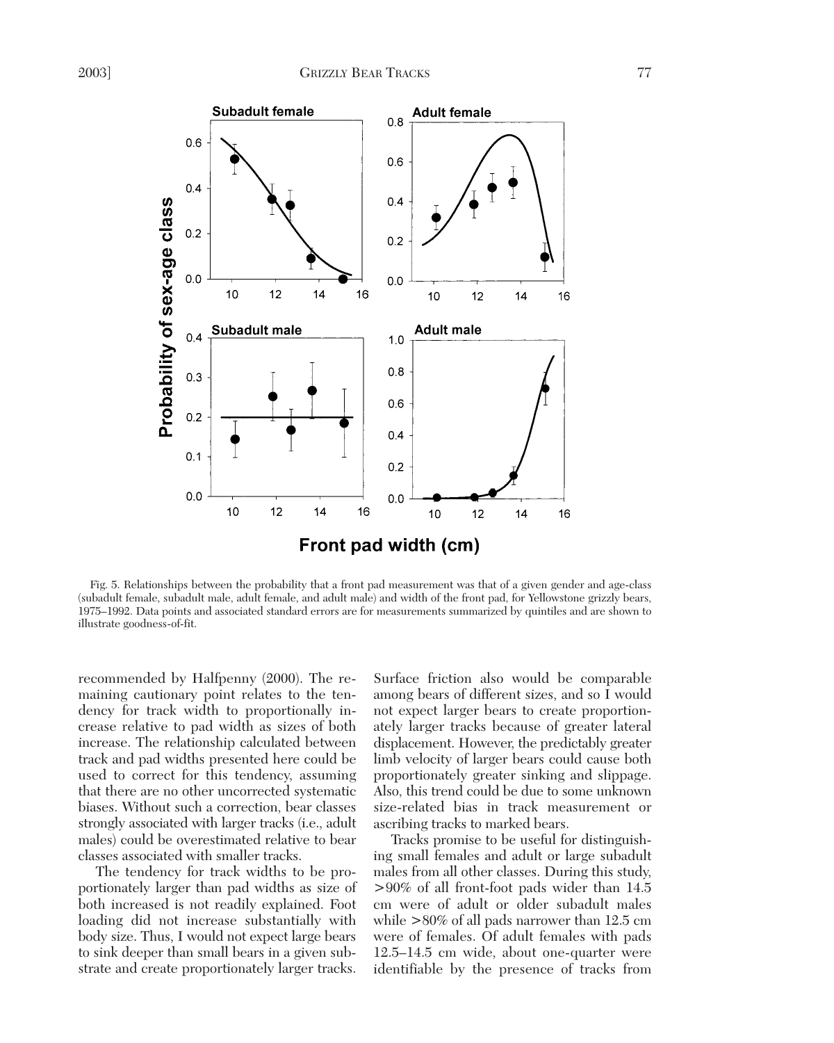Fig. 5. Relationships between the probability that a front pad measurement was that of a given gender and age-class (subadult female, subadult male, adult female, and adult male) and width of the front pad, for Yellowstone grizzly bears, 1975–1992. Data points and associated standard errors are for measurements summarized by quintiles and are shown to illustrate goodness-of-fit.

recommended by Halfpenny (2000). The remaining cautionary point relates to the tendency for track width to proportionally increase relative to pad width as sizes of both increase. The relationship calculated between track and pad widths presented here could be used to correct for this tendency, assuming that there are no other uncorrected systematic biases. Without such a correction, bear classes strongly associated with larger tracks (i.e., adult males) could be overestimated relative to bear classes associated with smaller tracks.

The tendency for track widths to be proportionately larger than pad widths as size of both increased is not readily explained. Foot loading did not increase substantially with body size. Thus, I would not expect large bears to sink deeper than small bears in a given substrate and create proportionately larger tracks. Surface friction also would be comparable among bears of different sizes, and so I would not expect larger bears to create proportionately larger tracks because of greater lateral displacement. However, the predictably greater limb velocity of larger bears could cause both proportionately greater sinking and slippage. Also, this trend could be due to some unknown size-related bias in track measurement or ascribing tracks to marked bears.

Tracks promise to be useful for distinguishing small females and adult or large subadult males from all other classes. During this study, >90% of all front-foot pads wider than 14.5 cm were of adult or older subadult males while >80% of all pads narrower than 12.5 cm were of females. Of adult females with pads 12.5–14.5 cm wide, about one-quarter were identifiable by the presence of tracks from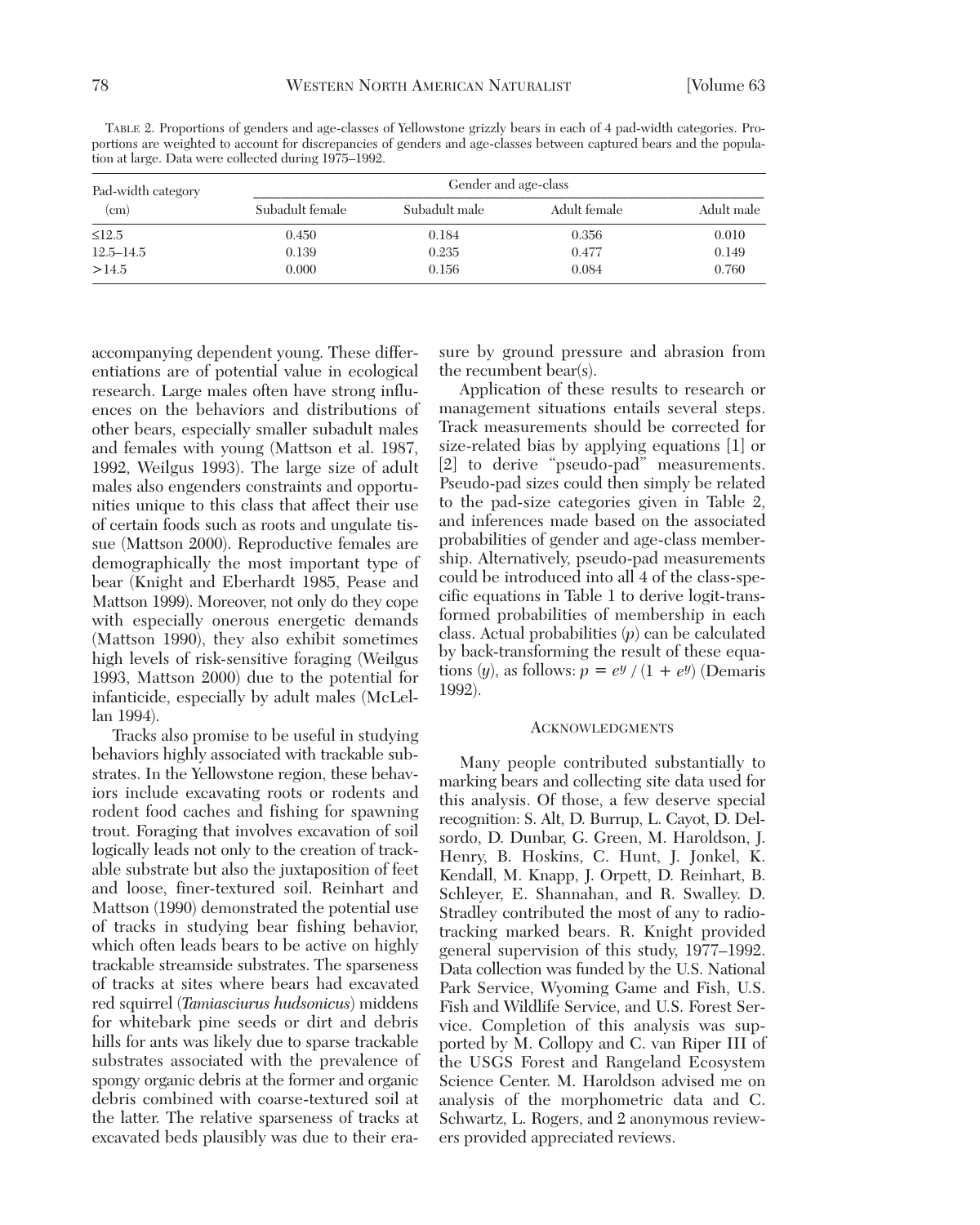TABLE 2. Proportions of genders and age-classes of Yellowstone grizzly bears in each of 4 pad-width categories. Proportions are weighted to account for discrepancies of genders and age-classes between captured bears and the population at large. Data were collected during 1975–1992.

| Pad-width category (cm) | Gender and age-class | | | |
|---|---|---|---|---|
| | Subadult female | Subadult male | Adult female | Adult male |
| ≤12.5 | 0.450 | 0.184 | 0.356 | 0.010 |
| 12.5–14.5 | 0.139 | 0.235 | 0.477 | 0.149 |
| >14.5 | 0.000 | 0.156 | 0.084 | 0.760 |

accompanying dependent young. These differentiations are of potential value in ecological research. Large males often have strong influences on the behaviors and distributions of other bears, especially smaller subadult males and females with young (Mattson et al. 1987, 1992, Weilgus 1993). The large size of adult males also engenders constraints and opportunities unique to this class that affect their use of certain foods such as roots and ungulate tissue (Mattson 2000). Reproductive females are demographically the most important type of bear (Knight and Eberhardt 1985, Pease and Mattson 1999). Moreover, not only do they cope with especially onerous energetic demands (Mattson 1990), they also exhibit sometimes high levels of risk-sensitive foraging (Weilgus 1993, Mattson 2000) due to the potential for infanticide, especially by adult males (McLellan 1994).

Tracks also promise to be useful in studying behaviors highly associated with trackable substrates. In the Yellowstone region, these behaviors include excavating roots or rodents and rodent food caches and fishing for spawning trout. Foraging that involves excavation of soil logically leads not only to the creation of trackable substrate but also the juxtaposition of feet and loose, finer-textured soil. Reinhart and Mattson (1990) demonstrated the potential use of tracks in studying bear fishing behavior, which often leads bears to be active on highly trackable streamside substrates. The sparseness of tracks at sites where bears had excavated red squirrel (*Tamiasciurus hudsonicus*) middens for whitebark pine seeds or dirt and debris hills for ants was likely due to sparse trackable substrates associated with the prevalence of spongy organic debris at the former and organic debris combined with coarse-textured soil at the latter. The relative sparseness of tracks at excavated beds plausibly was due to their erasure by ground pressure and abrasion from the recumbent bear(s).

Application of these results to research or management situations entails several steps. Track measurements should be corrected for size-related bias by applying equations [1] or [2] to derive "pseudo-pad" measurements. Pseudo-pad sizes could then simply be related to the pad-size categories given in Table 2, and inferences made based on the associated probabilities of gender and age-class membership. Alternatively, pseudo-pad measurements could be introduced into all 4 of the class-specific equations in Table 1 to derive logit-transformed probabilities of membership in each class. Actual probabilities ($p$) can be calculated by back-transforming the result of these equations ($y$), as follows: $p = e^y / (1 + e^y)$ (Demaris 1992).

## ACKNOWLEDGMENTS

Many people contributed substantially to marking bears and collecting site data used for this analysis. Of those, a few deserve special recognition: S. Alt, D. Burrup, L. Cayot, D. Delsordo, D. Dunbar, G. Green, M. Haroldson, J. Henry, B. Hoskins, C. Hunt, J. Jonkel, K. Kendall, M. Knapp, J. Orpett, D. Reinhart, B. Schleyer, E. Shannahan, and R. Swalley. D. Stradley contributed the most of any to radiotracking marked bears. R. Knight provided general supervision of this study, 1977–1992. Data collection was funded by the U.S. National Park Service, Wyoming Game and Fish, U.S. Fish and Wildlife Service, and U.S. Forest Service. Completion of this analysis was supported by M. Collopy and C. van Riper III of the USGS Forest and Rangeland Ecosystem Science Center. M. Haroldson advised me on analysis of the morphometric data and C. Schwartz, L. Rogers, and 2 anonymous reviewers provided appreciated reviews.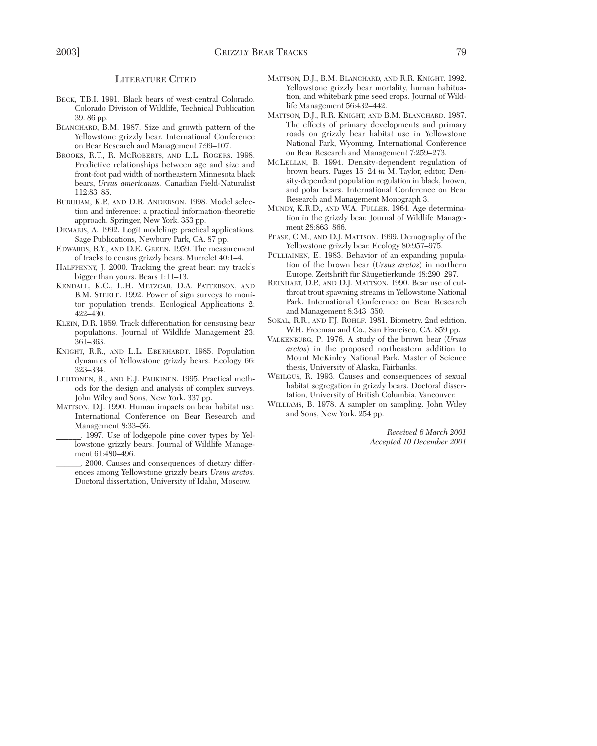## Literature Cited

Beck, T.B.I. 1991. Black bears of west-central Colorado. Colorado Division of Wildlife, Technical Publication 39. 86 pp.

Blanchard, B.M. 1987. Size and growth pattern of the Yellowstone grizzly bear. International Conference on Bear Research and Management 7:99–107.

Brooks, R.T., R. McRoberts, and L.L. Rogers. 1998. Predictive relationships between age and size and front-foot pad width of northeastern Minnesota black bears, *Ursus americanus.* Canadian Field-Naturalist 112:83–85.

Burhham, K.P., and D.R. Anderson. 1998. Model selection and inference: a practical information-theoretic approach. Springer, New York. 353 pp.

Demaris, A. 1992. Logit modeling: practical applications. Sage Publications, Newbury Park, CA. 87 pp.

Edwards, R.Y., and D.E. Green. 1959. The measurement of tracks to census grizzly bears. Murrelet 40:1–4.

Halfpenny, J. 2000. Tracking the great bear: my track's bigger than yours. Bears 1:11–13.

Kendall, K.C., L.H. Metzgar, D.A. Patterson, and B.M. Steele. 1992. Power of sign surveys to monitor population trends. Ecological Applications 2: 422–430.

Klein, D.R. 1959. Track differentiation for censusing bear populations. Journal of Wildlife Management 23: 361–363.

Knight, R.R., and L.L. Eberhardt. 1985. Population dynamics of Yellowstone grizzly bears. Ecology 66: 323–334.

Lehtonen, R., and E.J. Pahkinen. 1995. Practical methods for the design and analysis of complex surveys. John Wiley and Sons, New York. 337 pp.

Mattson, D.J. 1990. Human impacts on bear habitat use. International Conference on Bear Research and Management 8:33–56.

______. 1997. Use of lodgepole pine cover types by Yellowstone grizzly bears. Journal of Wildlife Management 61:480–496.

______. 2000. Causes and consequences of dietary differences among Yellowstone grizzly bears *Ursus arctos*. Doctoral dissertation, University of Idaho, Moscow.

Mattson, D.J., B.M. Blanchard, and R.R. Knight. 1992. Yellowstone grizzly bear mortality, human habituation, and whitebark pine seed crops. Journal of Wildlife Management 56:432–442.

Mattson, D.J., R.R. Knight, and B.M. Blanchard. 1987. The effects of primary developments and primary roads on grizzly bear habitat use in Yellowstone National Park, Wyoming. International Conference on Bear Research and Management 7:259–273.

McLellan, B. 1994. Density-dependent regulation of brown bears. Pages 15–24 *in* M. Taylor, editor, Density-dependent population regulation in black, brown, and polar bears. International Conference on Bear Research and Management Monograph 3.

Mundy, K.R.D., and W.A. Fuller. 1964. Age determination in the grizzly bear. Journal of Wildlife Management 28:863–866.

Pease, C.M., and D.J. Mattson. 1999. Demography of the Yellowstone grizzly bear. Ecology 80:957–975.

Pulliainen, E. 1983. Behavior of an expanding population of the brown bear (*Ursus arctos*) in northern Europe. Zeitshrift für Säugetierkunde 48:290–297.

Reinhart, D.P., and D.J. Mattson. 1990. Bear use of cutthroat trout spawning streams in Yellowstone National Park. International Conference on Bear Research and Management 8:343–350.

Sokal, R.R., and F.J. Rohlf. 1981. Biometry. 2nd edition. W.H. Freeman and Co., San Francisco, CA. 859 pp.

Valkenburg, P. 1976. A study of the brown bear (*Ursus arctos*) in the proposed northeastern addition to Mount McKinley National Park. Master of Science thesis, University of Alaska, Fairbanks.

Weilgus, R. 1993. Causes and consequences of sexual habitat segregation in grizzly bears. Doctoral dissertation, University of British Columbia, Vancouver.

Williams, B. 1978. A sampler on sampling. John Wiley and Sons, New York. 254 pp.

*Received 6 March 2001*
*Accepted 10 December 2001*